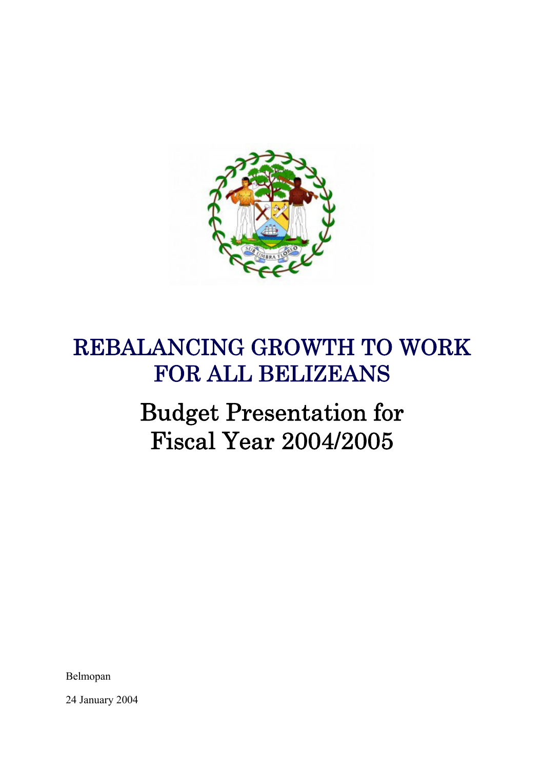# REBALANCING GROWTH TO WORK FOR ALL BELIZEANS

## Budget Presentation for Fiscal Year 2004/2005

Belmopan

24 January 2004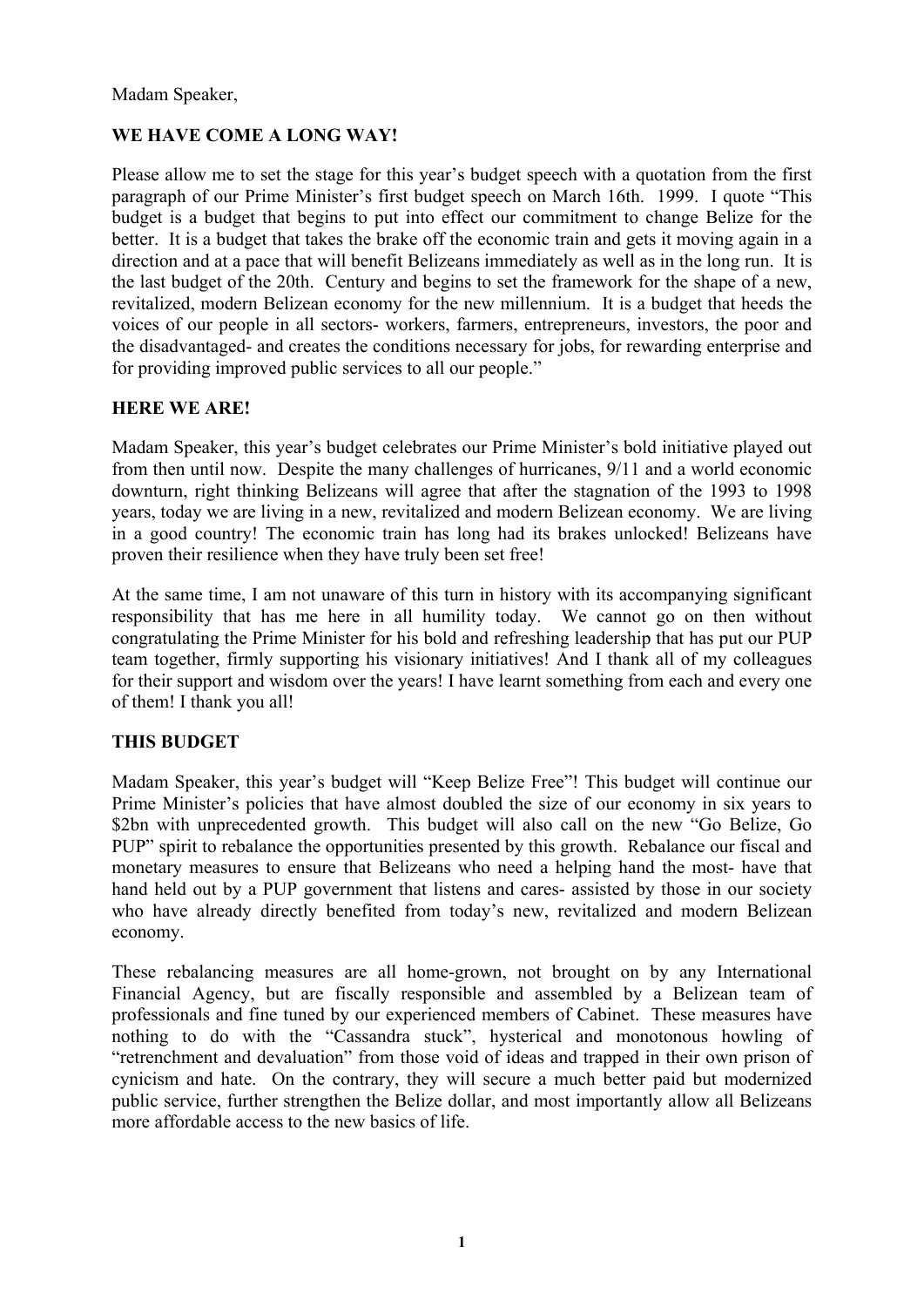Madam Speaker,

**WE HAVE COME A LONG WAY!**

Please allow me to set the stage for this year's budget speech with a quotation from the first paragraph of our Prime Minister's first budget speech on March 16th. 1999. I quote "This budget is a budget that begins to put into effect our commitment to change Belize for the better. It is a budget that takes the brake off the economic train and gets it moving again in a direction and at a pace that will benefit Belizeans immediately as well as in the long run. It is the last budget of the 20th. Century and begins to set the framework for the shape of a new, revitalized, modern Belizean economy for the new millennium. It is a budget that heeds the voices of our people in all sectors- workers, farmers, entrepreneurs, investors, the poor and the disadvantaged- and creates the conditions necessary for jobs, for rewarding enterprise and for providing improved public services to all our people."

**HERE WE ARE!**

Madam Speaker, this year's budget celebrates our Prime Minister's bold initiative played out from then until now. Despite the many challenges of hurricanes, 9/11 and a world economic downturn, right thinking Belizeans will agree that after the stagnation of the 1993 to 1998 years, today we are living in a new, revitalized and modern Belizean economy. We are living in a good country! The economic train has long had its brakes unlocked! Belizeans have proven their resilience when they have truly been set free!

At the same time, I am not unaware of this turn in history with its accompanying significant responsibility that has me here in all humility today. We cannot go on then without congratulating the Prime Minister for his bold and refreshing leadership that has put our PUP team together, firmly supporting his visionary initiatives! And I thank all of my colleagues for their support and wisdom over the years! I have learnt something from each and every one of them! I thank you all!

**THIS BUDGET**

Madam Speaker, this year's budget will "Keep Belize Free"! This budget will continue our Prime Minister's policies that have almost doubled the size of our economy in six years to $2bn with unprecedented growth. This budget will also call on the new "Go Belize, Go PUP" spirit to rebalance the opportunities presented by this growth. Rebalance our fiscal and monetary measures to ensure that Belizeans who need a helping hand the most- have that hand held out by a PUP government that listens and cares- assisted by those in our society who have already directly benefited from today's new, revitalized and modern Belizean economy.

These rebalancing measures are all home-grown, not brought on by any International Financial Agency, but are fiscally responsible and assembled by a Belizean team of professionals and fine tuned by our experienced members of Cabinet. These measures have nothing to do with the "Cassandra stuck", hysterical and monotonous howling of "retrenchment and devaluation" from those void of ideas and trapped in their own prison of cynicism and hate. On the contrary, they will secure a much better paid but modernized public service, further strengthen the Belize dollar, and most importantly allow all Belizeans more affordable access to the new basics of life.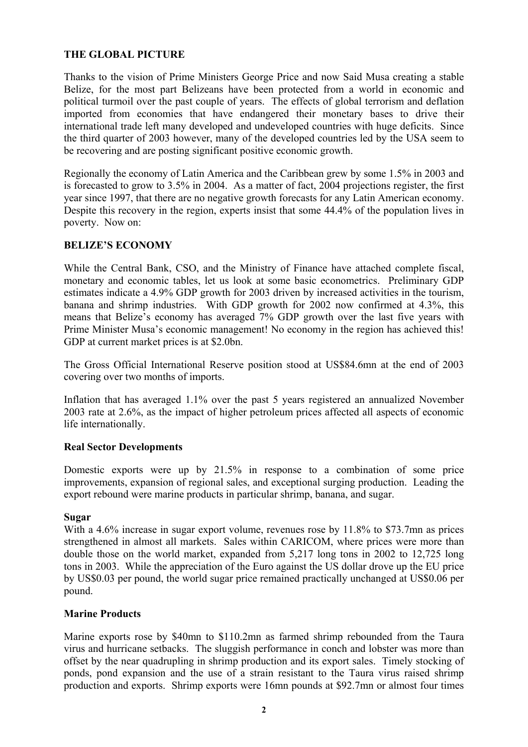## THE GLOBAL PICTURE

Thanks to the vision of Prime Ministers George Price and now Said Musa creating a stable Belize, for the most part Belizeans have been protected from a world in economic and political turmoil over the past couple of years. The effects of global terrorism and deflation imported from economies that have endangered their monetary bases to drive their international trade left many developed and undeveloped countries with huge deficits. Since the third quarter of 2003 however, many of the developed countries led by the USA seem to be recovering and are posting significant positive economic growth.

Regionally the economy of Latin America and the Caribbean grew by some 1.5% in 2003 and is forecasted to grow to 3.5% in 2004. As a matter of fact, 2004 projections register, the first year since 1997, that there are no negative growth forecasts for any Latin American economy. Despite this recovery in the region, experts insist that some 44.4% of the population lives in poverty. Now on:

## BELIZE'S ECONOMY

While the Central Bank, CSO, and the Ministry of Finance have attached complete fiscal, monetary and economic tables, let us look at some basic econometrics. Preliminary GDP estimates indicate a 4.9% GDP growth for 2003 driven by increased activities in the tourism, banana and shrimp industries. With GDP growth for 2002 now confirmed at 4.3%, this means that Belize's economy has averaged 7% GDP growth over the last five years with Prime Minister Musa's economic management! No economy in the region has achieved this! GDP at current market prices is at $2.0bn.

The Gross Official International Reserve position stood at US$84.6mn at the end of 2003 covering over two months of imports.

Inflation that has averaged 1.1% over the past 5 years registered an annualized November 2003 rate at 2.6%, as the impact of higher petroleum prices affected all aspects of economic life internationally.

### Real Sector Developments

Domestic exports were up by 21.5% in response to a combination of some price improvements, expansion of regional sales, and exceptional surging production. Leading the export rebound were marine products in particular shrimp, banana, and sugar.

### Sugar

With a 4.6% increase in sugar export volume, revenues rose by 11.8% to $73.7mn as prices strengthened in almost all markets. Sales within CARICOM, where prices were more than double those on the world market, expanded from 5,217 long tons in 2002 to 12,725 long tons in 2003. While the appreciation of the Euro against the US dollar drove up the EU price by US$0.03 per pound, the world sugar price remained practically unchanged at US$0.06 per pound.

### Marine Products

Marine exports rose by $40mn to $110.2mn as farmed shrimp rebounded from the Taura virus and hurricane setbacks. The sluggish performance in conch and lobster was more than offset by the near quadrupling in shrimp production and its export sales. Timely stocking of ponds, pond expansion and the use of a strain resistant to the Taura virus raised shrimp production and exports. Shrimp exports were 16mn pounds at $92.7mn or almost four times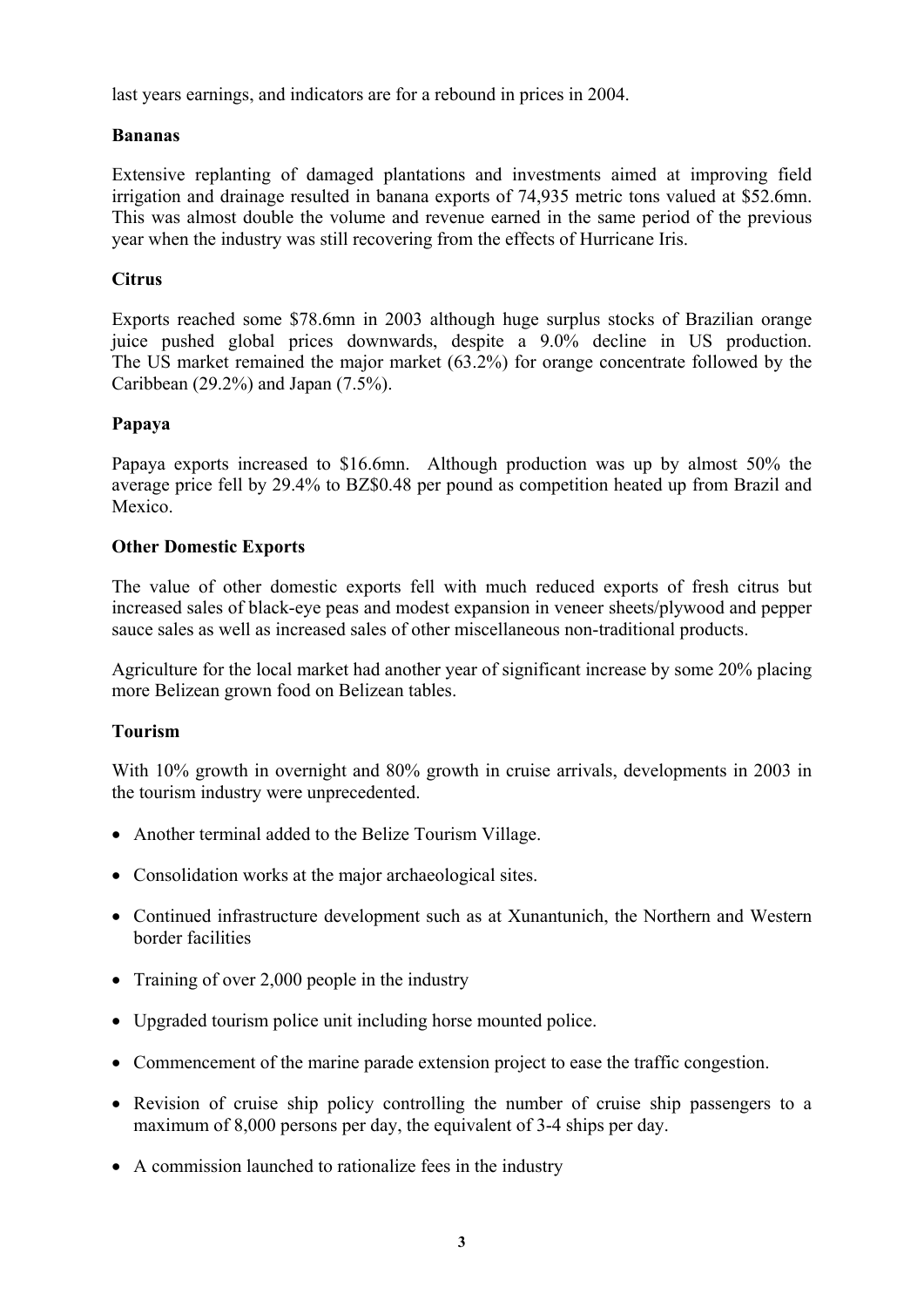last years earnings, and indicators are for a rebound in prices in 2004.

**Bananas**

Extensive replanting of damaged plantations and investments aimed at improving field irrigation and drainage resulted in banana exports of 74,935 metric tons valued at $52.6mn. This was almost double the volume and revenue earned in the same period of the previous year when the industry was still recovering from the effects of Hurricane Iris.

**Citrus**

Exports reached some $78.6mn in 2003 although huge surplus stocks of Brazilian orange juice pushed global prices downwards, despite a 9.0% decline in US production. The US market remained the major market (63.2%) for orange concentrate followed by the Caribbean (29.2%) and Japan (7.5%).

**Papaya**

Papaya exports increased to $16.6mn. Although production was up by almost 50% the average price fell by 29.4% to BZ$0.48 per pound as competition heated up from Brazil and Mexico.

**Other Domestic Exports**

The value of other domestic exports fell with much reduced exports of fresh citrus but increased sales of black-eye peas and modest expansion in veneer sheets/plywood and pepper sauce sales as well as increased sales of other miscellaneous non-traditional products.

Agriculture for the local market had another year of significant increase by some 20% placing more Belizean grown food on Belizean tables.

**Tourism**

With 10% growth in overnight and 80% growth in cruise arrivals, developments in 2003 in the tourism industry were unprecedented.

- Another terminal added to the Belize Tourism Village.
- Consolidation works at the major archaeological sites.
- Continued infrastructure development such as at Xunantunich, the Northern and Western border facilities
- Training of over 2,000 people in the industry
- Upgraded tourism police unit including horse mounted police.
- Commencement of the marine parade extension project to ease the traffic congestion.
- Revision of cruise ship policy controlling the number of cruise ship passengers to a maximum of 8,000 persons per day, the equivalent of 3-4 ships per day.
- A commission launched to rationalize fees in the industry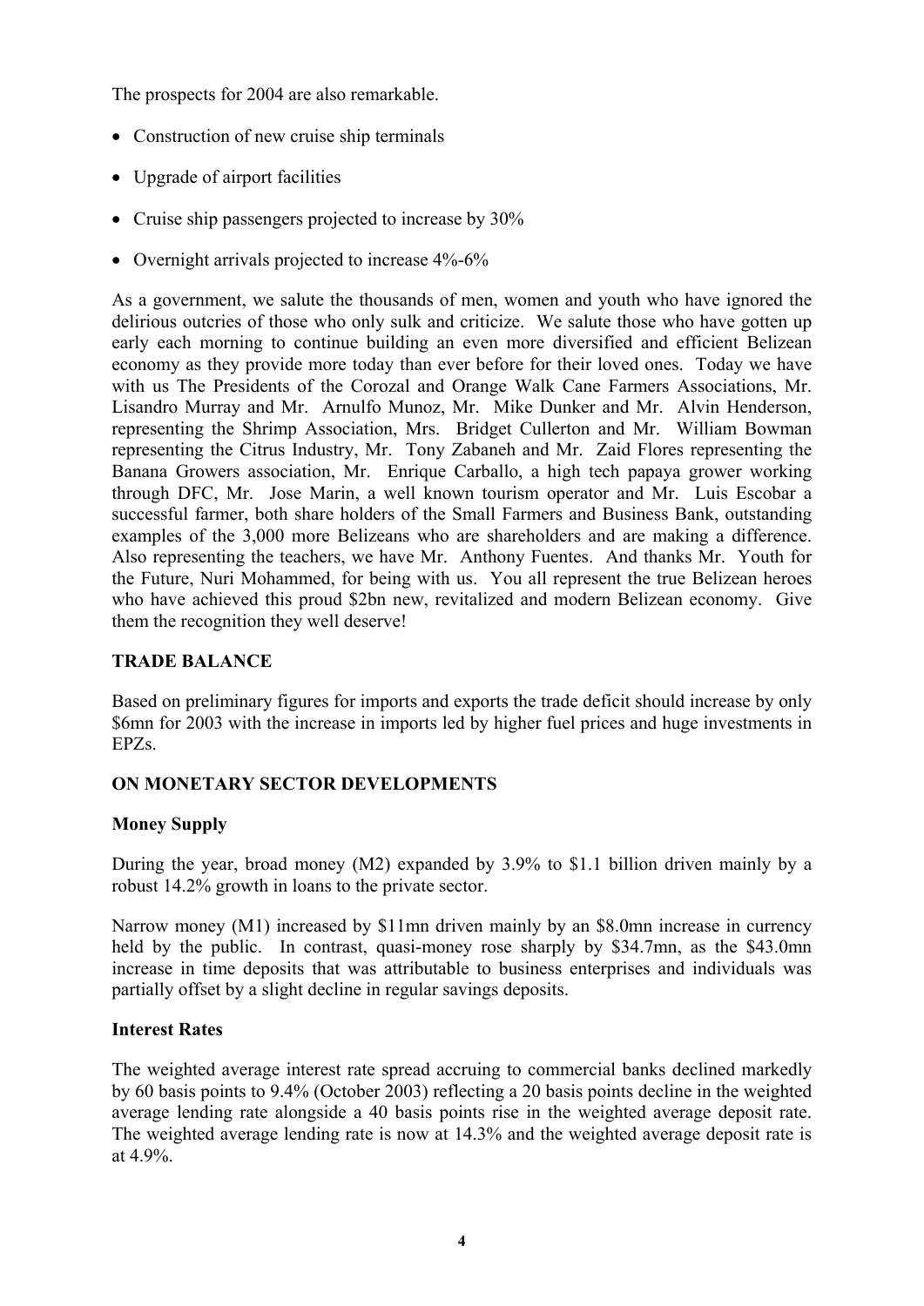The prospects for 2004 are also remarkable.

- Construction of new cruise ship terminals
- Upgrade of airport facilities
- Cruise ship passengers projected to increase by 30%
- Overnight arrivals projected to increase 4%-6%

As a government, we salute the thousands of men, women and youth who have ignored the delirious outcries of those who only sulk and criticize. We salute those who have gotten up early each morning to continue building an even more diversified and efficient Belizean economy as they provide more today than ever before for their loved ones. Today we have with us The Presidents of the Corozal and Orange Walk Cane Farmers Associations, Mr. Lisandro Murray and Mr. Arnulfo Munoz, Mr. Mike Dunker and Mr. Alvin Henderson, representing the Shrimp Association, Mrs. Bridget Cullerton and Mr. William Bowman representing the Citrus Industry, Mr. Tony Zabaneh and Mr. Zaid Flores representing the Banana Growers association, Mr. Enrique Carballo, a high tech papaya grower working through DFC, Mr. Jose Marin, a well known tourism operator and Mr. Luis Escobar a successful farmer, both share holders of the Small Farmers and Business Bank, outstanding examples of the 3,000 more Belizeans who are shareholders and are making a difference. Also representing the teachers, we have Mr. Anthony Fuentes. And thanks Mr. Youth for the Future, Nuri Mohammed, for being with us. You all represent the true Belizean heroes who have achieved this proud $2bn new, revitalized and modern Belizean economy. Give them the recognition they well deserve!

## TRADE BALANCE

Based on preliminary figures for imports and exports the trade deficit should increase by only $6mn for 2003 with the increase in imports led by higher fuel prices and huge investments in EPZs.

## ON MONETARY SECTOR DEVELOPMENTS

### Money Supply

During the year, broad money (M2) expanded by 3.9% to $1.1 billion driven mainly by a robust 14.2% growth in loans to the private sector.

Narrow money (M1) increased by $11mn driven mainly by an $8.0mn increase in currency held by the public. In contrast, quasi-money rose sharply by $34.7mn, as the $43.0mn increase in time deposits that was attributable to business enterprises and individuals was partially offset by a slight decline in regular savings deposits.

### Interest Rates

The weighted average interest rate spread accruing to commercial banks declined markedly by 60 basis points to 9.4% (October 2003) reflecting a 20 basis points decline in the weighted average lending rate alongside a 40 basis points rise in the weighted average deposit rate. The weighted average lending rate is now at 14.3% and the weighted average deposit rate is at 4.9%.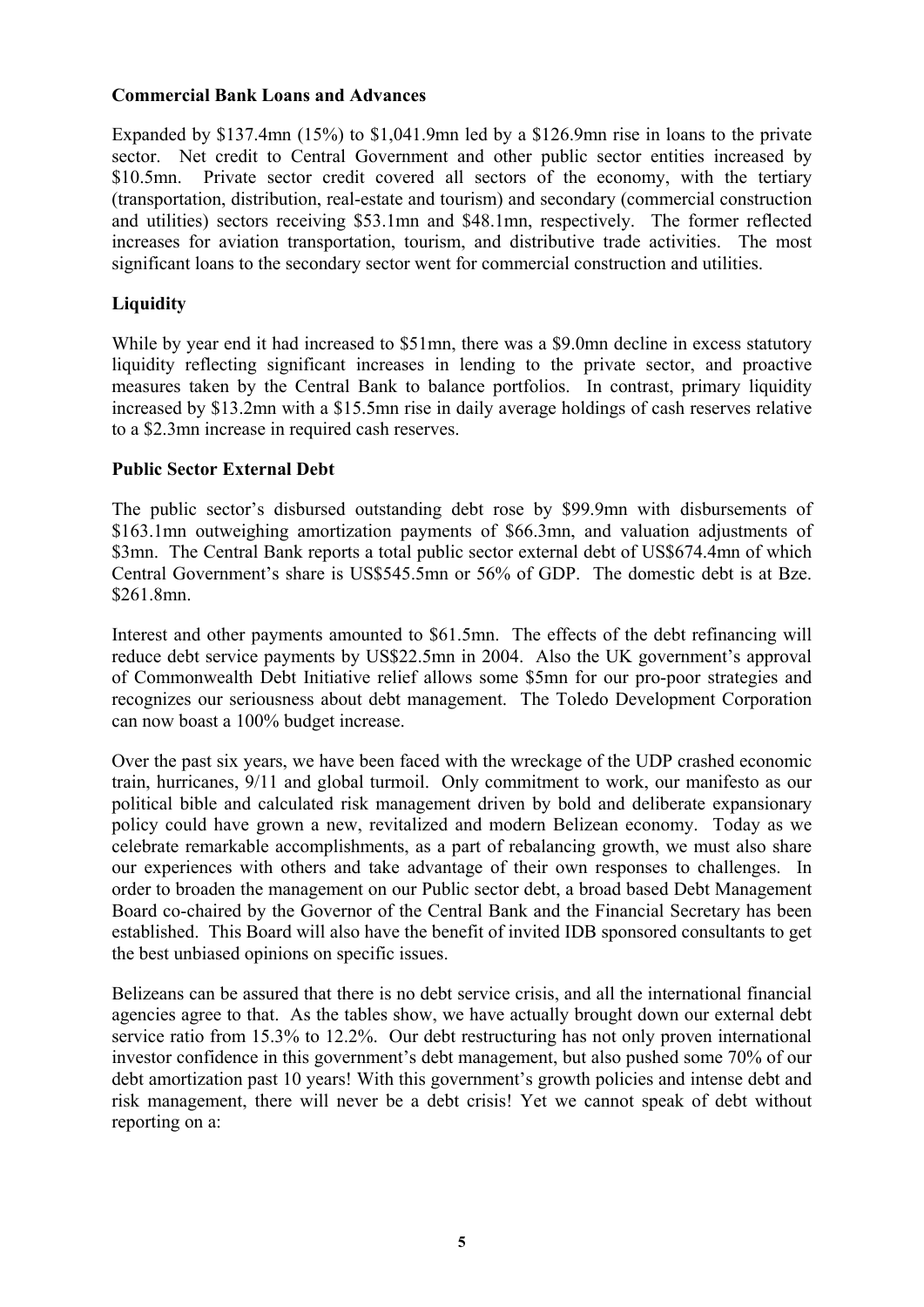**Commercial Bank Loans and Advances**

Expanded by $137.4mn (15%) to $1,041.9mn led by a $126.9mn rise in loans to the private sector. Net credit to Central Government and other public sector entities increased by $10.5mn. Private sector credit covered all sectors of the economy, with the tertiary (transportation, distribution, real-estate and tourism) and secondary (commercial construction and utilities) sectors receiving $53.1mn and $48.1mn, respectively. The former reflected increases for aviation transportation, tourism, and distributive trade activities. The most significant loans to the secondary sector went for commercial construction and utilities.

**Liquidity**

While by year end it had increased to $51mn, there was a $9.0mn decline in excess statutory liquidity reflecting significant increases in lending to the private sector, and proactive measures taken by the Central Bank to balance portfolios. In contrast, primary liquidity increased by $13.2mn with a $15.5mn rise in daily average holdings of cash reserves relative to a $2.3mn increase in required cash reserves.

**Public Sector External Debt**

The public sector's disbursed outstanding debt rose by $99.9mn with disbursements of $163.1mn outweighing amortization payments of $66.3mn, and valuation adjustments of $3mn. The Central Bank reports a total public sector external debt of US$674.4mn of which Central Government's share is US$545.5mn or 56% of GDP. The domestic debt is at Bze. $261.8mn.

Interest and other payments amounted to $61.5mn. The effects of the debt refinancing will reduce debt service payments by US$22.5mn in 2004. Also the UK government's approval of Commonwealth Debt Initiative relief allows some $5mn for our pro-poor strategies and recognizes our seriousness about debt management. The Toledo Development Corporation can now boast a 100% budget increase.

Over the past six years, we have been faced with the wreckage of the UDP crashed economic train, hurricanes, 9/11 and global turmoil. Only commitment to work, our manifesto as our political bible and calculated risk management driven by bold and deliberate expansionary policy could have grown a new, revitalized and modern Belizean economy. Today as we celebrate remarkable accomplishments, as a part of rebalancing growth, we must also share our experiences with others and take advantage of their own responses to challenges. In order to broaden the management on our Public sector debt, a broad based Debt Management Board co-chaired by the Governor of the Central Bank and the Financial Secretary has been established. This Board will also have the benefit of invited IDB sponsored consultants to get the best unbiased opinions on specific issues.

Belizeans can be assured that there is no debt service crisis, and all the international financial agencies agree to that. As the tables show, we have actually brought down our external debt service ratio from 15.3% to 12.2%. Our debt restructuring has not only proven international investor confidence in this government's debt management, but also pushed some 70% of our debt amortization past 10 years! With this government's growth policies and intense debt and risk management, there will never be a debt crisis! Yet we cannot speak of debt without reporting on a: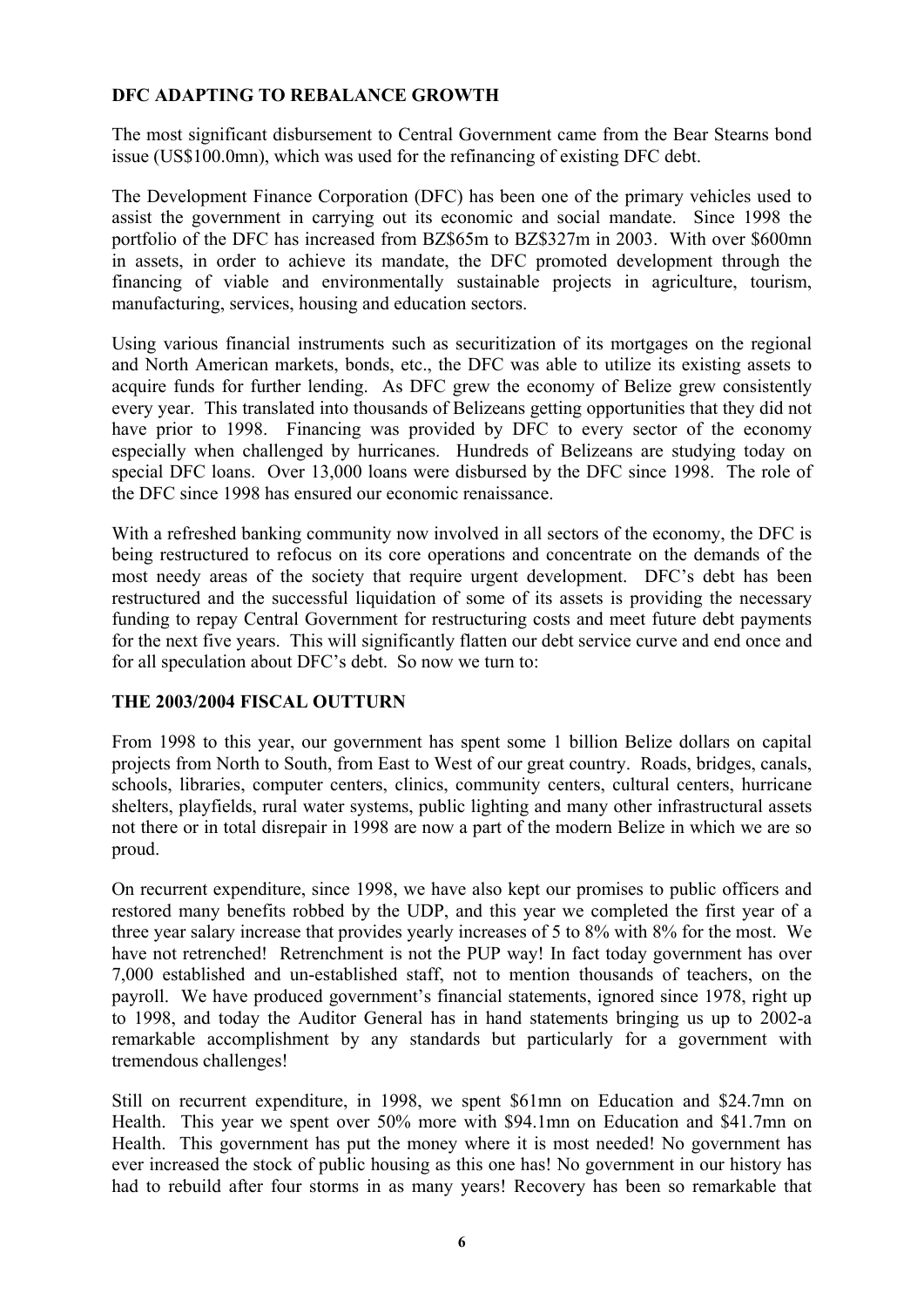**DFC ADAPTING TO REBALANCE GROWTH**

The most significant disbursement to Central Government came from the Bear Stearns bond issue (US$100.0mn), which was used for the refinancing of existing DFC debt.

The Development Finance Corporation (DFC) has been one of the primary vehicles used to assist the government in carrying out its economic and social mandate. Since 1998 the portfolio of the DFC has increased from BZ$65m to BZ$327m in 2003. With over $600mn in assets, in order to achieve its mandate, the DFC promoted development through the financing of viable and environmentally sustainable projects in agriculture, tourism, manufacturing, services, housing and education sectors.

Using various financial instruments such as securitization of its mortgages on the regional and North American markets, bonds, etc., the DFC was able to utilize its existing assets to acquire funds for further lending. As DFC grew the economy of Belize grew consistently every year. This translated into thousands of Belizeans getting opportunities that they did not have prior to 1998. Financing was provided by DFC to every sector of the economy especially when challenged by hurricanes. Hundreds of Belizeans are studying today on special DFC loans. Over 13,000 loans were disbursed by the DFC since 1998. The role of the DFC since 1998 has ensured our economic renaissance.

With a refreshed banking community now involved in all sectors of the economy, the DFC is being restructured to refocus on its core operations and concentrate on the demands of the most needy areas of the society that require urgent development. DFC's debt has been restructured and the successful liquidation of some of its assets is providing the necessary funding to repay Central Government for restructuring costs and meet future debt payments for the next five years. This will significantly flatten our debt service curve and end once and for all speculation about DFC's debt. So now we turn to:

**THE 2003/2004 FISCAL OUTTURN**

From 1998 to this year, our government has spent some 1 billion Belize dollars on capital projects from North to South, from East to West of our great country. Roads, bridges, canals, schools, libraries, computer centers, clinics, community centers, cultural centers, hurricane shelters, playfields, rural water systems, public lighting and many other infrastructural assets not there or in total disrepair in 1998 are now a part of the modern Belize in which we are so proud.

On recurrent expenditure, since 1998, we have also kept our promises to public officers and restored many benefits robbed by the UDP, and this year we completed the first year of a three year salary increase that provides yearly increases of 5 to 8% with 8% for the most. We have not retrenched! Retrenchment is not the PUP way! In fact today government has over 7,000 established and un-established staff, not to mention thousands of teachers, on the payroll. We have produced government's financial statements, ignored since 1978, right up to 1998, and today the Auditor General has in hand statements bringing us up to 2002-a remarkable accomplishment by any standards but particularly for a government with tremendous challenges!

Still on recurrent expenditure, in 1998, we spent $61mn on Education and $24.7mn on Health. This year we spent over 50% more with $94.1mn on Education and $41.7mn on Health. This government has put the money where it is most needed! No government has ever increased the stock of public housing as this one has! No government in our history has had to rebuild after four storms in as many years! Recovery has been so remarkable that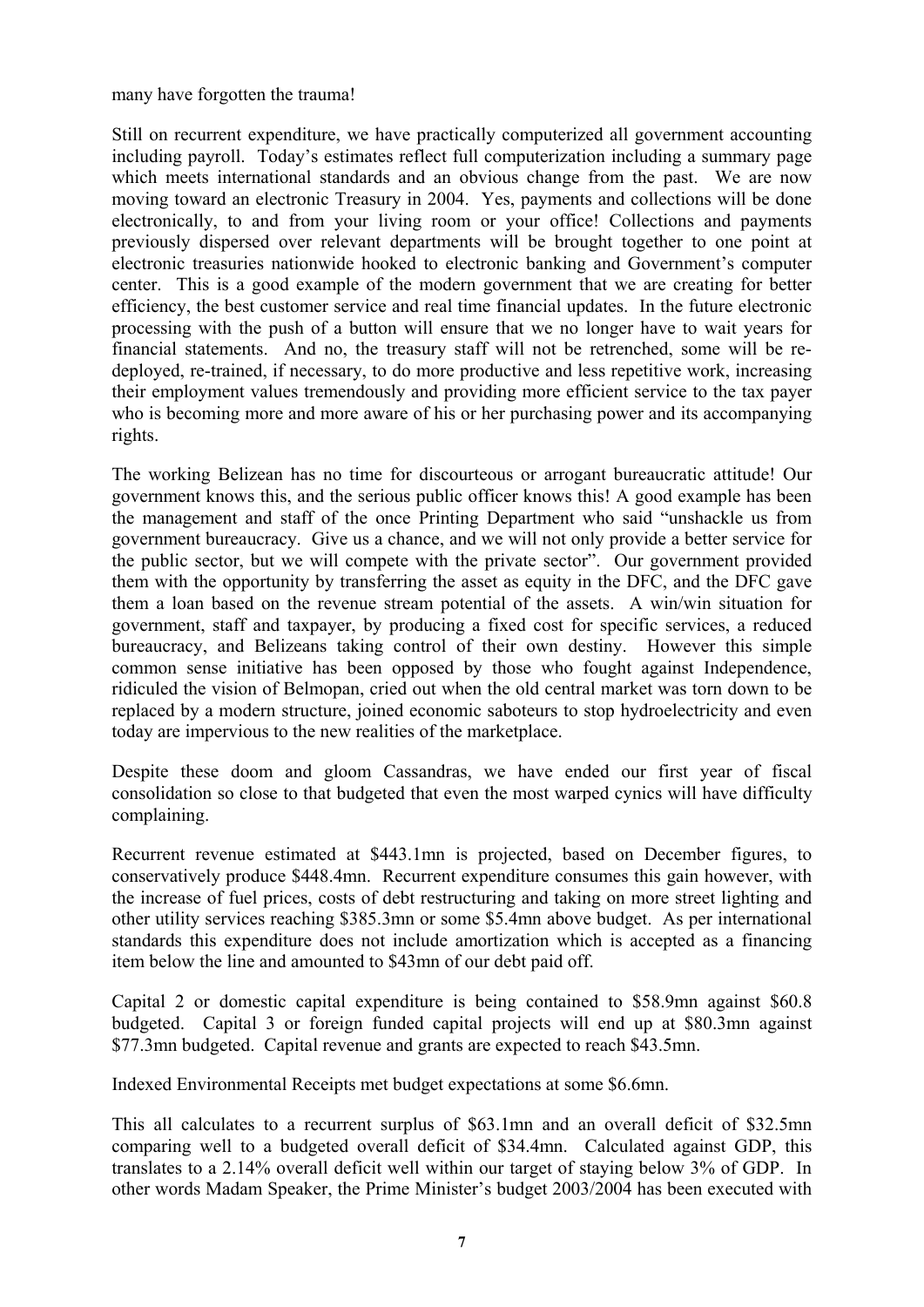many have forgotten the trauma!

Still on recurrent expenditure, we have practically computerized all government accounting including payroll. Today's estimates reflect full computerization including a summary page which meets international standards and an obvious change from the past. We are now moving toward an electronic Treasury in 2004. Yes, payments and collections will be done electronically, to and from your living room or your office! Collections and payments previously dispersed over relevant departments will be brought together to one point at electronic treasuries nationwide hooked to electronic banking and Government's computer center. This is a good example of the modern government that we are creating for better efficiency, the best customer service and real time financial updates. In the future electronic processing with the push of a button will ensure that we no longer have to wait years for financial statements. And no, the treasury staff will not be retrenched, some will be re-deployed, re-trained, if necessary, to do more productive and less repetitive work, increasing their employment values tremendously and providing more efficient service to the tax payer who is becoming more and more aware of his or her purchasing power and its accompanying rights.

The working Belizean has no time for discourteous or arrogant bureaucratic attitude! Our government knows this, and the serious public officer knows this! A good example has been the management and staff of the once Printing Department who said "unshackle us from government bureaucracy. Give us a chance, and we will not only provide a better service for the public sector, but we will compete with the private sector". Our government provided them with the opportunity by transferring the asset as equity in the DFC, and the DFC gave them a loan based on the revenue stream potential of the assets. A win/win situation for government, staff and taxpayer, by producing a fixed cost for specific services, a reduced bureaucracy, and Belizeans taking control of their own destiny. However this simple common sense initiative has been opposed by those who fought against Independence, ridiculed the vision of Belmopan, cried out when the old central market was torn down to be replaced by a modern structure, joined economic saboteurs to stop hydroelectricity and even today are impervious to the new realities of the marketplace.

Despite these doom and gloom Cassandras, we have ended our first year of fiscal consolidation so close to that budgeted that even the most warped cynics will have difficulty complaining.

Recurrent revenue estimated at $443.1mn is projected, based on December figures, to conservatively produce $448.4mn. Recurrent expenditure consumes this gain however, with the increase of fuel prices, costs of debt restructuring and taking on more street lighting and other utility services reaching $385.3mn or some $5.4mn above budget. As per international standards this expenditure does not include amortization which is accepted as a financing item below the line and amounted to $43mn of our debt paid off.

Capital 2 or domestic capital expenditure is being contained to $58.9mn against $60.8 budgeted. Capital 3 or foreign funded capital projects will end up at $80.3mn against $77.3mn budgeted. Capital revenue and grants are expected to reach $43.5mn.

Indexed Environmental Receipts met budget expectations at some $6.6mn.

This all calculates to a recurrent surplus of $63.1mn and an overall deficit of $32.5mn comparing well to a budgeted overall deficit of $34.4mn. Calculated against GDP, this translates to a 2.14% overall deficit well within our target of staying below 3% of GDP. In other words Madam Speaker, the Prime Minister's budget 2003/2004 has been executed with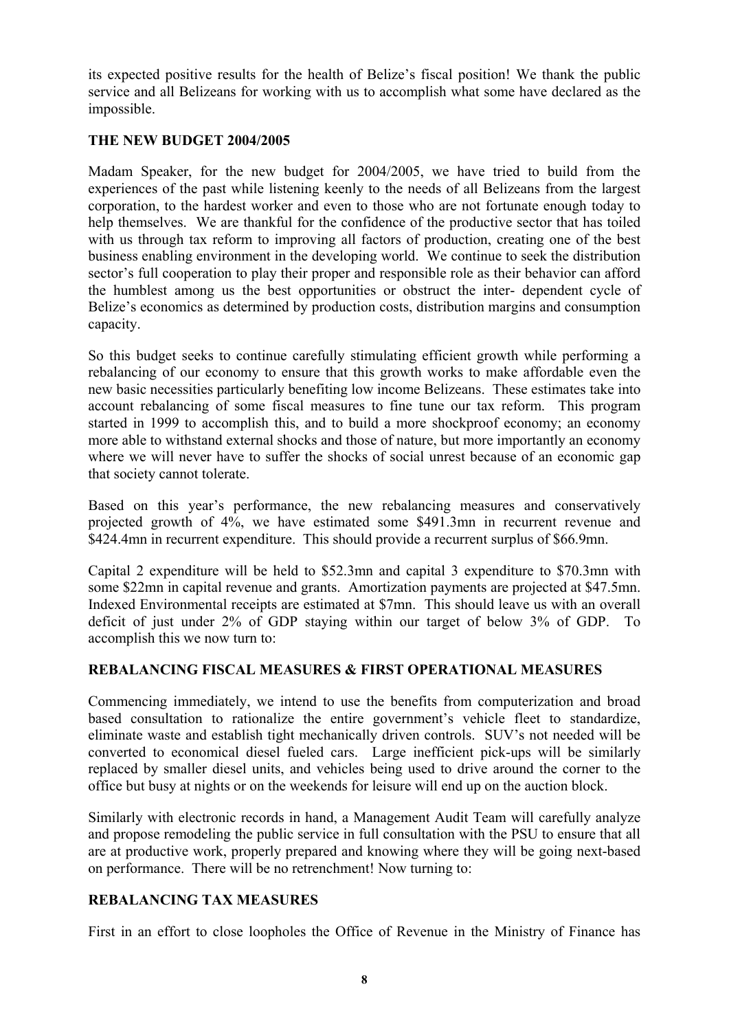its expected positive results for the health of Belize's fiscal position! We thank the public service and all Belizeans for working with us to accomplish what some have declared as the impossible.

## THE NEW BUDGET 2004/2005

Madam Speaker, for the new budget for 2004/2005, we have tried to build from the experiences of the past while listening keenly to the needs of all Belizeans from the largest corporation, to the hardest worker and even to those who are not fortunate enough today to help themselves. We are thankful for the confidence of the productive sector that has toiled with us through tax reform to improving all factors of production, creating one of the best business enabling environment in the developing world. We continue to seek the distribution sector's full cooperation to play their proper and responsible role as their behavior can afford the humblest among us the best opportunities or obstruct the inter- dependent cycle of Belize's economics as determined by production costs, distribution margins and consumption capacity.

So this budget seeks to continue carefully stimulating efficient growth while performing a rebalancing of our economy to ensure that this growth works to make affordable even the new basic necessities particularly benefiting low income Belizeans. These estimates take into account rebalancing of some fiscal measures to fine tune our tax reform. This program started in 1999 to accomplish this, and to build a more shockproof economy; an economy more able to withstand external shocks and those of nature, but more importantly an economy where we will never have to suffer the shocks of social unrest because of an economic gap that society cannot tolerate.

Based on this year's performance, the new rebalancing measures and conservatively projected growth of 4%, we have estimated some $491.3mn in recurrent revenue and $424.4mn in recurrent expenditure. This should provide a recurrent surplus of $66.9mn.

Capital 2 expenditure will be held to $52.3mn and capital 3 expenditure to $70.3mn with some $22mn in capital revenue and grants. Amortization payments are projected at $47.5mn. Indexed Environmental receipts are estimated at $7mn. This should leave us with an overall deficit of just under 2% of GDP staying within our target of below 3% of GDP. To accomplish this we now turn to:

## REBALANCING FISCAL MEASURES & FIRST OPERATIONAL MEASURES

Commencing immediately, we intend to use the benefits from computerization and broad based consultation to rationalize the entire government's vehicle fleet to standardize, eliminate waste and establish tight mechanically driven controls. SUV's not needed will be converted to economical diesel fueled cars. Large inefficient pick-ups will be similarly replaced by smaller diesel units, and vehicles being used to drive around the corner to the office but busy at nights or on the weekends for leisure will end up on the auction block.

Similarly with electronic records in hand, a Management Audit Team will carefully analyze and propose remodeling the public service in full consultation with the PSU to ensure that all are at productive work, properly prepared and knowing where they will be going next-based on performance. There will be no retrenchment! Now turning to:

## REBALANCING TAX MEASURES

First in an effort to close loopholes the Office of Revenue in the Ministry of Finance has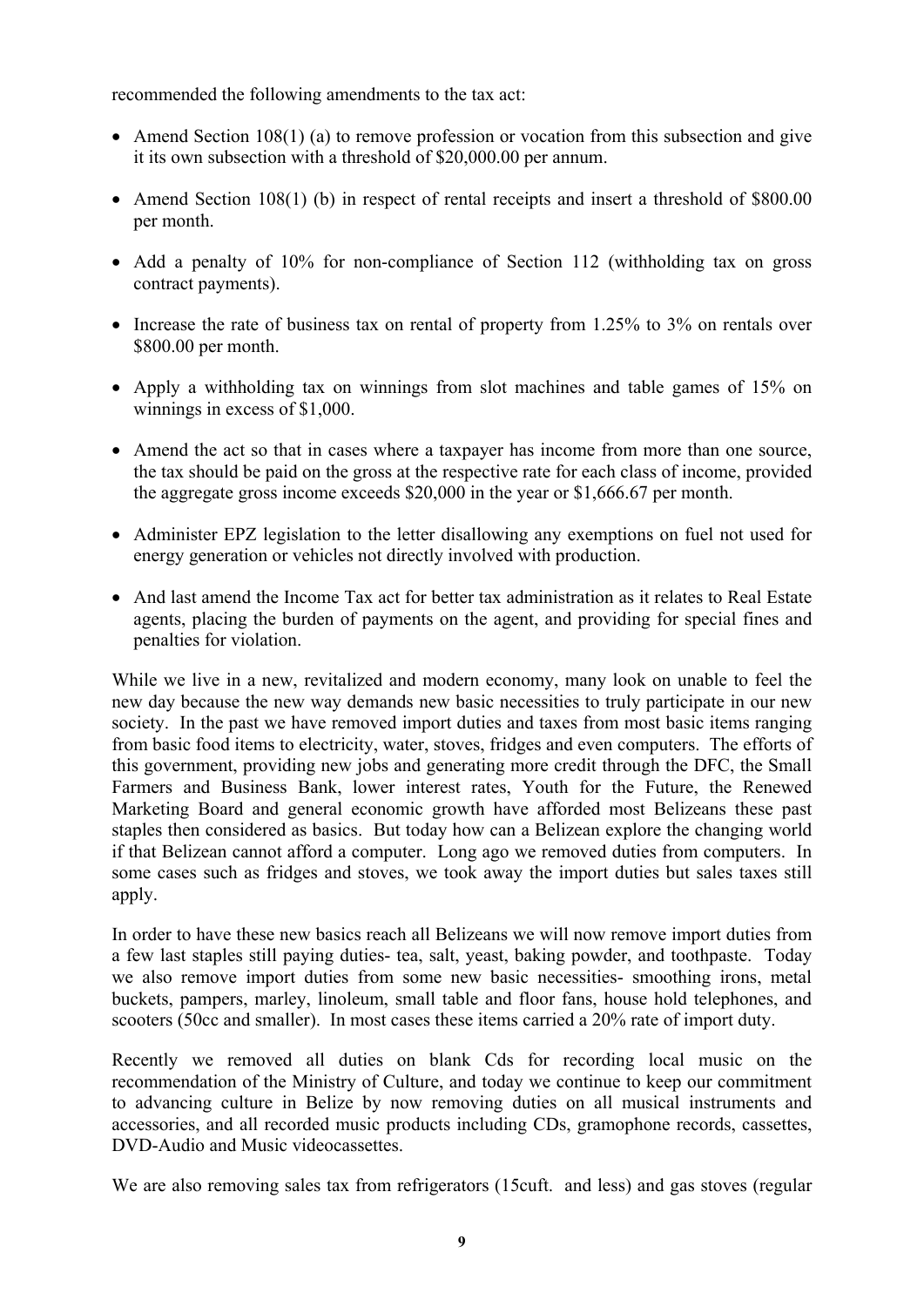recommended the following amendments to the tax act:

- Amend Section 108(1) (a) to remove profession or vocation from this subsection and give it its own subsection with a threshold of $20,000.00 per annum.
- Amend Section 108(1) (b) in respect of rental receipts and insert a threshold of $800.00 per month.
- Add a penalty of 10% for non-compliance of Section 112 (withholding tax on gross contract payments).
- Increase the rate of business tax on rental of property from 1.25% to 3% on rentals over $800.00 per month.
- Apply a withholding tax on winnings from slot machines and table games of 15% on winnings in excess of $1,000.
- Amend the act so that in cases where a taxpayer has income from more than one source, the tax should be paid on the gross at the respective rate for each class of income, provided the aggregate gross income exceeds $20,000 in the year or $1,666.67 per month.
- Administer EPZ legislation to the letter disallowing any exemptions on fuel not used for energy generation or vehicles not directly involved with production.
- And last amend the Income Tax act for better tax administration as it relates to Real Estate agents, placing the burden of payments on the agent, and providing for special fines and penalties for violation.

While we live in a new, revitalized and modern economy, many look on unable to feel the new day because the new way demands new basic necessities to truly participate in our new society. In the past we have removed import duties and taxes from most basic items ranging from basic food items to electricity, water, stoves, fridges and even computers. The efforts of this government, providing new jobs and generating more credit through the DFC, the Small Farmers and Business Bank, lower interest rates, Youth for the Future, the Renewed Marketing Board and general economic growth have afforded most Belizeans these past staples then considered as basics. But today how can a Belizean explore the changing world if that Belizean cannot afford a computer. Long ago we removed duties from computers. In some cases such as fridges and stoves, we took away the import duties but sales taxes still apply.

In order to have these new basics reach all Belizeans we will now remove import duties from a few last staples still paying duties- tea, salt, yeast, baking powder, and toothpaste. Today we also remove import duties from some new basic necessities- smoothing irons, metal buckets, pampers, marley, linoleum, small table and floor fans, house hold telephones, and scooters (50cc and smaller). In most cases these items carried a 20% rate of import duty.

Recently we removed all duties on blank Cds for recording local music on the recommendation of the Ministry of Culture, and today we continue to keep our commitment to advancing culture in Belize by now removing duties on all musical instruments and accessories, and all recorded music products including CDs, gramophone records, cassettes, DVD-Audio and Music videocassettes.

We are also removing sales tax from refrigerators (15cuft. and less) and gas stoves (regular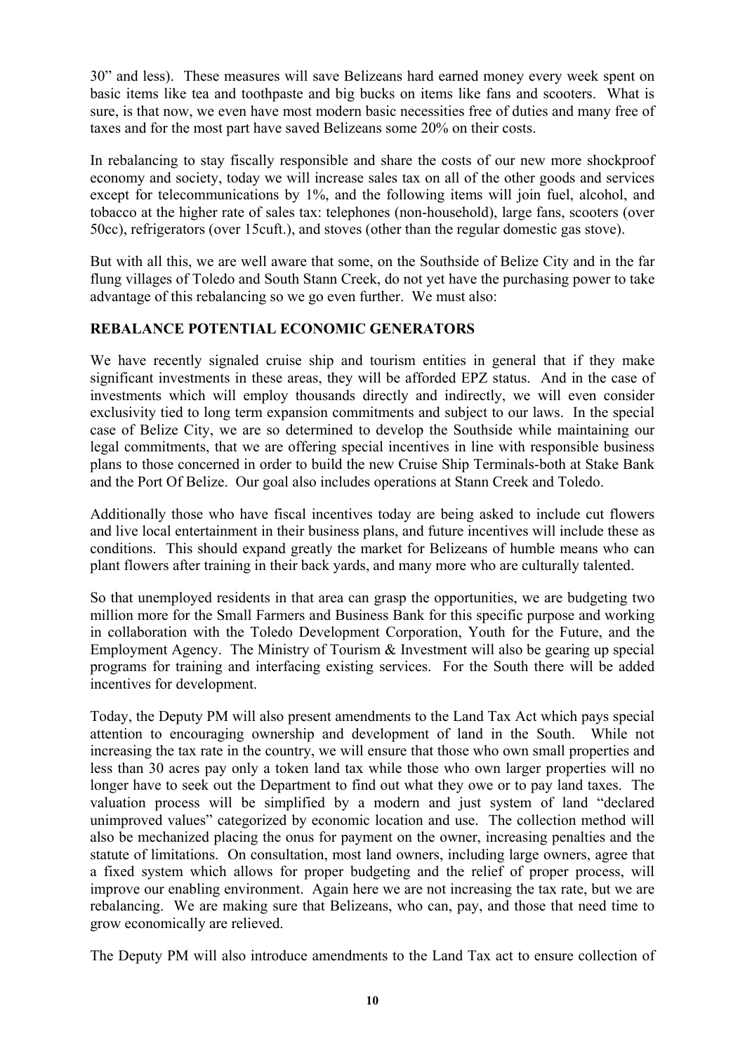30" and less). These measures will save Belizeans hard earned money every week spent on basic items like tea and toothpaste and big bucks on items like fans and scooters. What is sure, is that now, we even have most modern basic necessities free of duties and many free of taxes and for the most part have saved Belizeans some 20% on their costs.

In rebalancing to stay fiscally responsible and share the costs of our new more shockproof economy and society, today we will increase sales tax on all of the other goods and services except for telecommunications by 1%, and the following items will join fuel, alcohol, and tobacco at the higher rate of sales tax: telephones (non-household), large fans, scooters (over 50cc), refrigerators (over 15cuft.), and stoves (other than the regular domestic gas stove).

But with all this, we are well aware that some, on the Southside of Belize City and in the far flung villages of Toledo and South Stann Creek, do not yet have the purchasing power to take advantage of this rebalancing so we go even further. We must also:

**REBALANCE POTENTIAL ECONOMIC GENERATORS**

We have recently signaled cruise ship and tourism entities in general that if they make significant investments in these areas, they will be afforded EPZ status. And in the case of investments which will employ thousands directly and indirectly, we will even consider exclusivity tied to long term expansion commitments and subject to our laws. In the special case of Belize City, we are so determined to develop the Southside while maintaining our legal commitments, that we are offering special incentives in line with responsible business plans to those concerned in order to build the new Cruise Ship Terminals-both at Stake Bank and the Port Of Belize. Our goal also includes operations at Stann Creek and Toledo.

Additionally those who have fiscal incentives today are being asked to include cut flowers and live local entertainment in their business plans, and future incentives will include these as conditions. This should expand greatly the market for Belizeans of humble means who can plant flowers after training in their back yards, and many more who are culturally talented.

So that unemployed residents in that area can grasp the opportunities, we are budgeting two million more for the Small Farmers and Business Bank for this specific purpose and working in collaboration with the Toledo Development Corporation, Youth for the Future, and the Employment Agency. The Ministry of Tourism & Investment will also be gearing up special programs for training and interfacing existing services. For the South there will be added incentives for development.

Today, the Deputy PM will also present amendments to the Land Tax Act which pays special attention to encouraging ownership and development of land in the South. While not increasing the tax rate in the country, we will ensure that those who own small properties and less than 30 acres pay only a token land tax while those who own larger properties will no longer have to seek out the Department to find out what they owe or to pay land taxes. The valuation process will be simplified by a modern and just system of land "declared unimproved values" categorized by economic location and use. The collection method will also be mechanized placing the onus for payment on the owner, increasing penalties and the statute of limitations. On consultation, most land owners, including large owners, agree that a fixed system which allows for proper budgeting and the relief of proper process, will improve our enabling environment. Again here we are not increasing the tax rate, but we are rebalancing. We are making sure that Belizeans, who can, pay, and those that need time to grow economically are relieved.

The Deputy PM will also introduce amendments to the Land Tax act to ensure collection of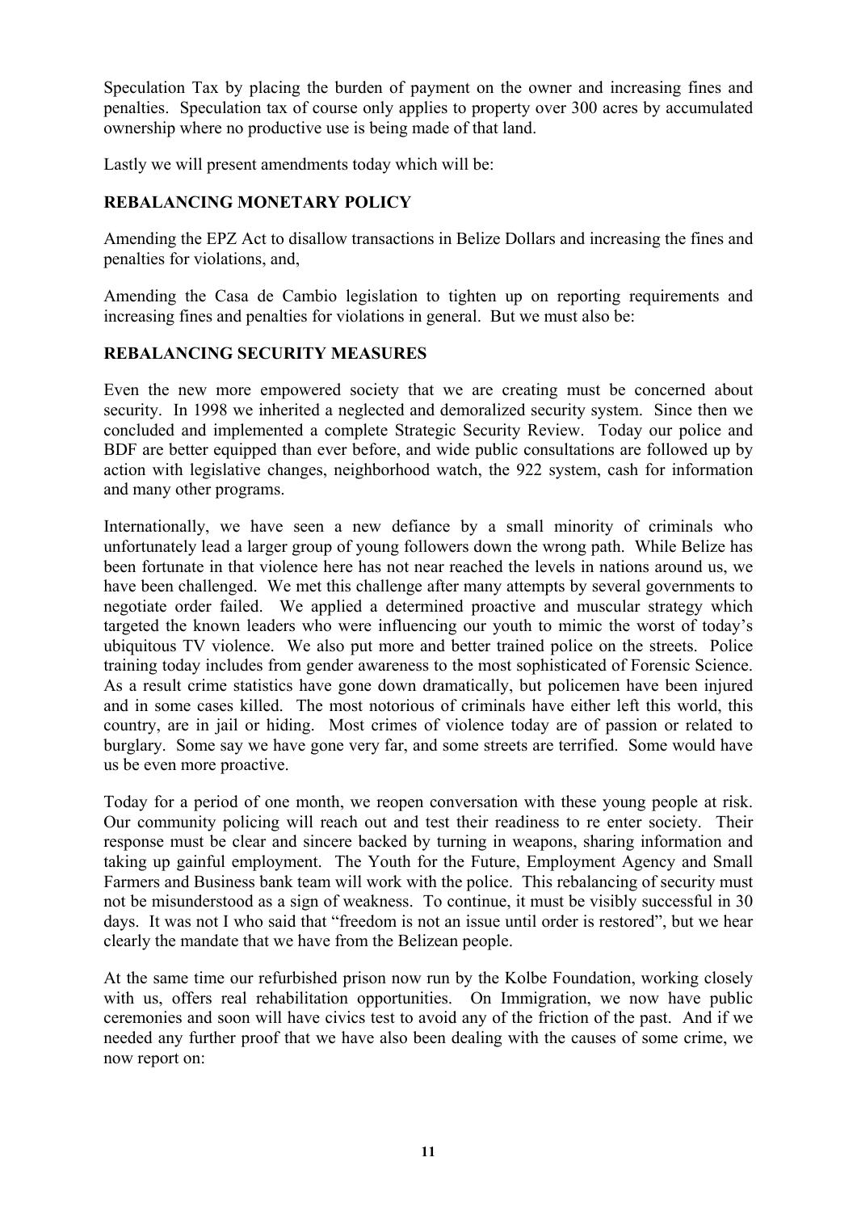Speculation Tax by placing the burden of payment on the owner and increasing fines and penalties. Speculation tax of course only applies to property over 300 acres by accumulated ownership where no productive use is being made of that land.

Lastly we will present amendments today which will be:

**REBALANCING MONETARY POLICY**

Amending the EPZ Act to disallow transactions in Belize Dollars and increasing the fines and penalties for violations, and,

Amending the Casa de Cambio legislation to tighten up on reporting requirements and increasing fines and penalties for violations in general. But we must also be:

**REBALANCING SECURITY MEASURES**

Even the new more empowered society that we are creating must be concerned about security. In 1998 we inherited a neglected and demoralized security system. Since then we concluded and implemented a complete Strategic Security Review. Today our police and BDF are better equipped than ever before, and wide public consultations are followed up by action with legislative changes, neighborhood watch, the 922 system, cash for information and many other programs.

Internationally, we have seen a new defiance by a small minority of criminals who unfortunately lead a larger group of young followers down the wrong path. While Belize has been fortunate in that violence here has not near reached the levels in nations around us, we have been challenged. We met this challenge after many attempts by several governments to negotiate order failed. We applied a determined proactive and muscular strategy which targeted the known leaders who were influencing our youth to mimic the worst of today's ubiquitous TV violence. We also put more and better trained police on the streets. Police training today includes from gender awareness to the most sophisticated of Forensic Science. As a result crime statistics have gone down dramatically, but policemen have been injured and in some cases killed. The most notorious of criminals have either left this world, this country, are in jail or hiding. Most crimes of violence today are of passion or related to burglary. Some say we have gone very far, and some streets are terrified. Some would have us be even more proactive.

Today for a period of one month, we reopen conversation with these young people at risk. Our community policing will reach out and test their readiness to re enter society. Their response must be clear and sincere backed by turning in weapons, sharing information and taking up gainful employment. The Youth for the Future, Employment Agency and Small Farmers and Business bank team will work with the police. This rebalancing of security must not be misunderstood as a sign of weakness. To continue, it must be visibly successful in 30 days. It was not I who said that "freedom is not an issue until order is restored", but we hear clearly the mandate that we have from the Belizean people.

At the same time our refurbished prison now run by the Kolbe Foundation, working closely with us, offers real rehabilitation opportunities. On Immigration, we now have public ceremonies and soon will have civics test to avoid any of the friction of the past. And if we needed any further proof that we have also been dealing with the causes of some crime, we now report on: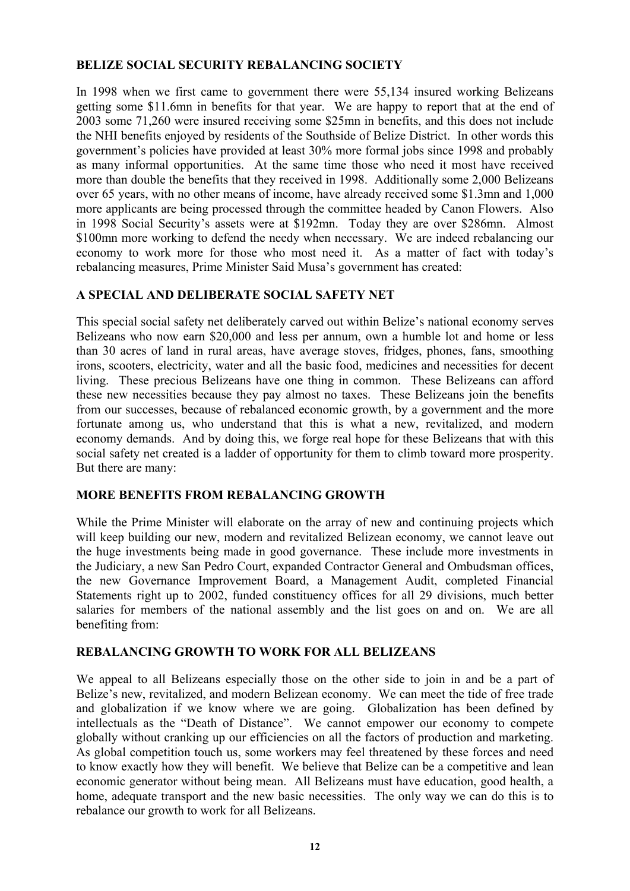**BELIZE SOCIAL SECURITY REBALANCING SOCIETY**

In 1998 when we first came to government there were 55,134 insured working Belizeans getting some \$11.6mn in benefits for that year. We are happy to report that at the end of 2003 some 71,260 were insured receiving some \$25mn in benefits, and this does not include the NHI benefits enjoyed by residents of the Southside of Belize District. In other words this government's policies have provided at least 30% more formal jobs since 1998 and probably as many informal opportunities. At the same time those who need it most have received more than double the benefits that they received in 1998. Additionally some 2,000 Belizeans over 65 years, with no other means of income, have already received some \$1.3mn and 1,000 more applicants are being processed through the committee headed by Canon Flowers. Also in 1998 Social Security's assets were at \$192mn. Today they are over \$286mn. Almost \$100mn more working to defend the needy when necessary. We are indeed rebalancing our economy to work more for those who most need it. As a matter of fact with today's rebalancing measures, Prime Minister Said Musa's government has created:

**A SPECIAL AND DELIBERATE SOCIAL SAFETY NET**

This special social safety net deliberately carved out within Belize's national economy serves Belizeans who now earn \$20,000 and less per annum, own a humble lot and home or less than 30 acres of land in rural areas, have average stoves, fridges, phones, fans, smoothing irons, scooters, electricity, water and all the basic food, medicines and necessities for decent living. These precious Belizeans have one thing in common. These Belizeans can afford these new necessities because they pay almost no taxes. These Belizeans join the benefits from our successes, because of rebalanced economic growth, by a government and the more fortunate among us, who understand that this is what a new, revitalized, and modern economy demands. And by doing this, we forge real hope for these Belizeans that with this social safety net created is a ladder of opportunity for them to climb toward more prosperity. But there are many:

**MORE BENEFITS FROM REBALANCING GROWTH**

While the Prime Minister will elaborate on the array of new and continuing projects which will keep building our new, modern and revitalized Belizean economy, we cannot leave out the huge investments being made in good governance. These include more investments in the Judiciary, a new San Pedro Court, expanded Contractor General and Ombudsman offices, the new Governance Improvement Board, a Management Audit, completed Financial Statements right up to 2002, funded constituency offices for all 29 divisions, much better salaries for members of the national assembly and the list goes on and on. We are all benefiting from:

**REBALANCING GROWTH TO WORK FOR ALL BELIZEANS**

We appeal to all Belizeans especially those on the other side to join in and be a part of Belize's new, revitalized, and modern Belizean economy. We can meet the tide of free trade and globalization if we know where we are going. Globalization has been defined by intellectuals as the "Death of Distance". We cannot empower our economy to compete globally without cranking up our efficiencies on all the factors of production and marketing. As global competition touch us, some workers may feel threatened by these forces and need to know exactly how they will benefit. We believe that Belize can be a competitive and lean economic generator without being mean. All Belizeans must have education, good health, a home, adequate transport and the new basic necessities. The only way we can do this is to rebalance our growth to work for all Belizeans.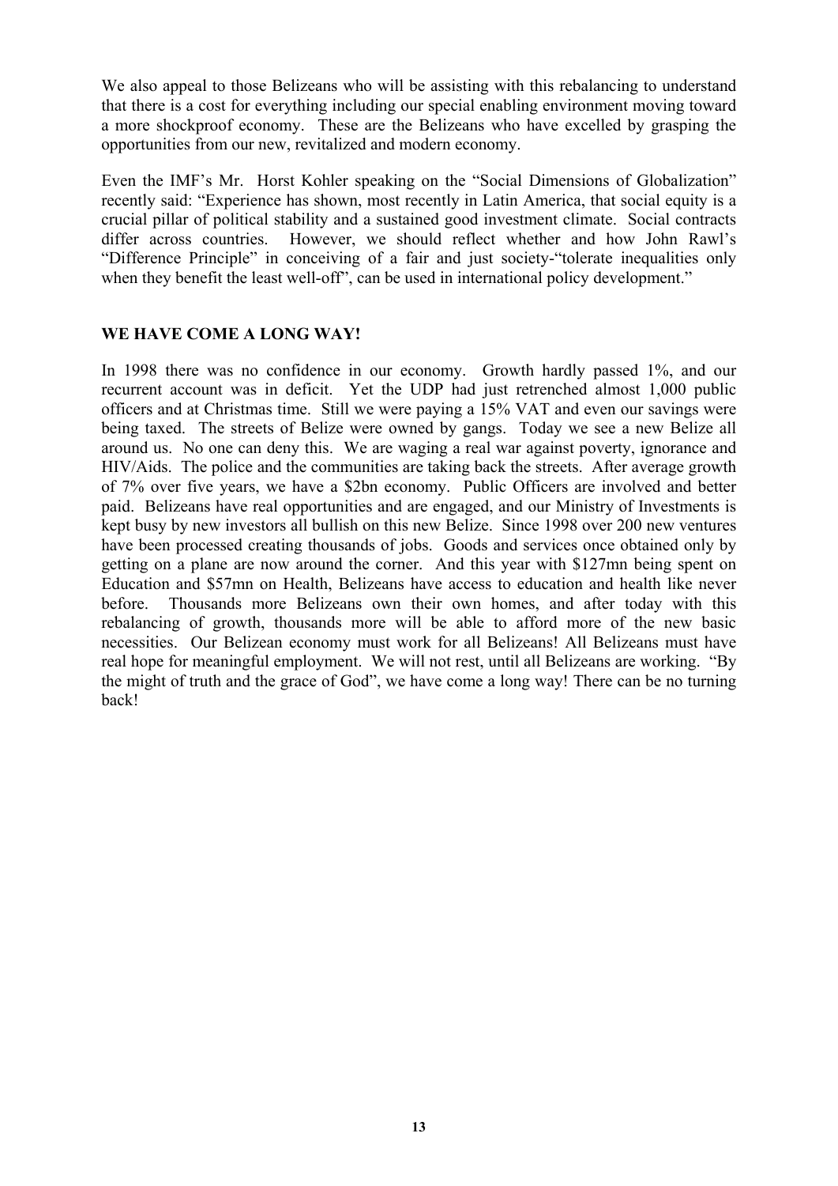We also appeal to those Belizeans who will be assisting with this rebalancing to understand that there is a cost for everything including our special enabling environment moving toward a more shockproof economy. These are the Belizeans who have excelled by grasping the opportunities from our new, revitalized and modern economy.

Even the IMF's Mr. Horst Kohler speaking on the "Social Dimensions of Globalization" recently said: "Experience has shown, most recently in Latin America, that social equity is a crucial pillar of political stability and a sustained good investment climate. Social contracts differ across countries. However, we should reflect whether and how John Rawl's "Difference Principle" in conceiving of a fair and just society-"tolerate inequalities only when they benefit the least well-off", can be used in international policy development."

**WE HAVE COME A LONG WAY!**

In 1998 there was no confidence in our economy. Growth hardly passed 1%, and our recurrent account was in deficit. Yet the UDP had just retrenched almost 1,000 public officers and at Christmas time. Still we were paying a 15% VAT and even our savings were being taxed. The streets of Belize were owned by gangs. Today we see a new Belize all around us. No one can deny this. We are waging a real war against poverty, ignorance and HIV/Aids. The police and the communities are taking back the streets. After average growth of 7% over five years, we have a $2bn economy. Public Officers are involved and better paid. Belizeans have real opportunities and are engaged, and our Ministry of Investments is kept busy by new investors all bullish on this new Belize. Since 1998 over 200 new ventures have been processed creating thousands of jobs. Goods and services once obtained only by getting on a plane are now around the corner. And this year with $127mn being spent on Education and $57mn on Health, Belizeans have access to education and health like never before. Thousands more Belizeans own their own homes, and after today with this rebalancing of growth, thousands more will be able to afford more of the new basic necessities. Our Belizean economy must work for all Belizeans! All Belizeans must have real hope for meaningful employment. We will not rest, until all Belizeans are working. "By the might of truth and the grace of God", we have come a long way! There can be no turning back!